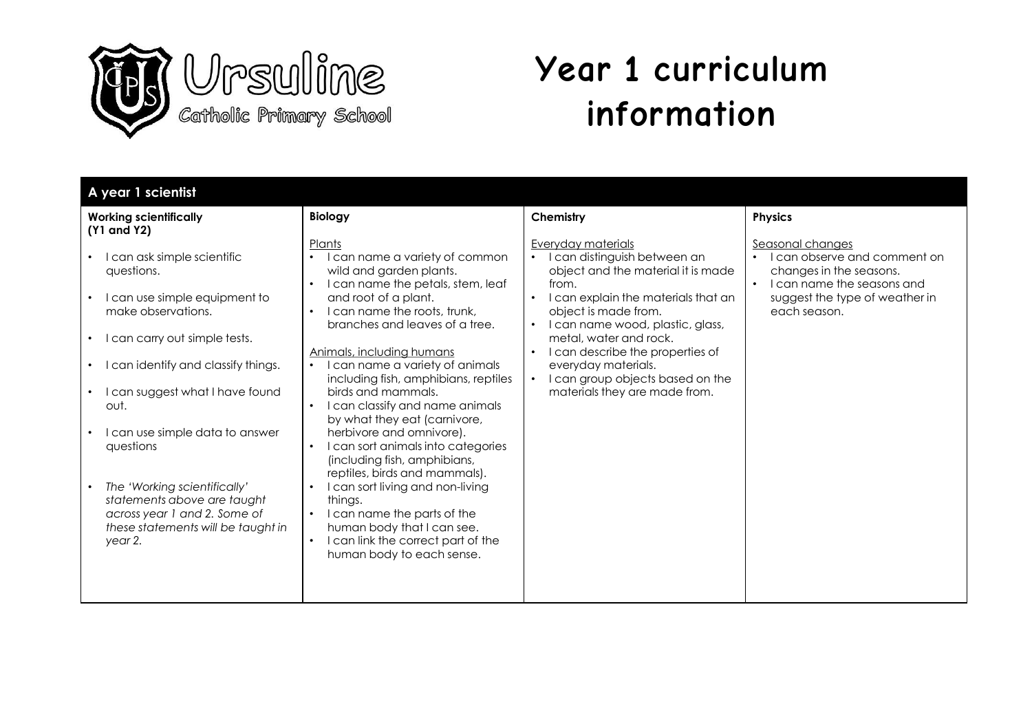Ursuline Catholic Primary School

# Year 1 curriculum information

## A year 1 scientist

| Working scientifically (Y1 and Y2) | Biology | Chemistry | Physics |
| --- | --- | --- | --- |
| • I can ask simple scientific questions.<br><br>• I can use simple equipment to make observations.<br><br>• I can carry out simple tests.<br><br>• I can identify and classify things.<br><br>• I can suggest what I have found out.<br><br>• I can use simple data to answer questions<br><br>• *The 'Working scientifically' statements above are taught across year 1 and 2. Some of these statements will be taught in year 2.* | <u>Plants</u><br>• I can name a variety of common wild and garden plants.<br>• I can name the petals, stem, leaf and root of a plant.<br>• I can name the roots, trunk, branches and leaves of a tree.<br><br><u>Animals, including humans</u><br>• I can name a variety of animals including fish, amphibians, reptiles birds and mammals.<br>• I can classify and name animals by what they eat (carnivore, herbivore and omnivore).<br>• I can sort animals into categories (including fish, amphibians, reptiles, birds and mammals).<br>• I can sort living and non-living things.<br>• I can name the parts of the human body that I can see.<br>• I can link the correct part of the human body to each sense. | <u>Everyday materials</u><br>• I can distinguish between an object and the material it is made from.<br>• I can explain the materials that an object is made from.<br>• I can name wood, plastic, glass, metal, water and rock.<br>• I can describe the properties of everyday materials.<br>• I can group objects based on the materials they are made from. | <u>Seasonal changes</u><br>• I can observe and comment on changes in the seasons.<br>• I can name the seasons and suggest the type of weather in each season. |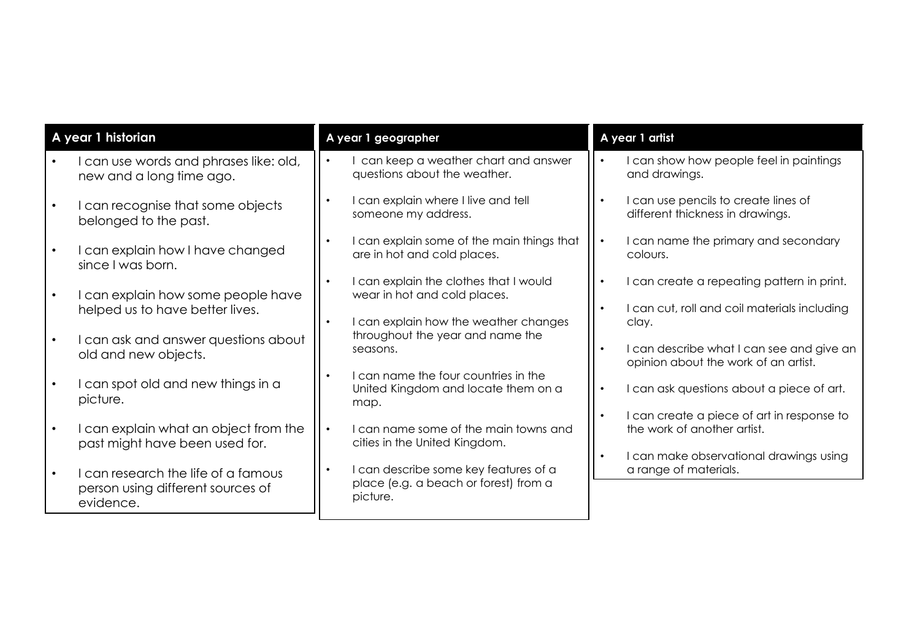## A year 1 historian

- I can use words and phrases like: old, new and a long time ago.
- I can recognise that some objects belonged to the past.
- I can explain how I have changed since I was born.
- I can explain how some people have helped us to have better lives.
- I can ask and answer questions about old and new objects.
- I can spot old and new things in a picture.
- I can explain what an object from the past might have been used for.
- I can research the life of a famous person using different sources of evidence.

## A year 1 geographer

- I can keep a weather chart and answer questions about the weather.
- I can explain where I live and tell someone my address.
- I can explain some of the main things that are in hot and cold places.
- I can explain the clothes that I would wear in hot and cold places.
- I can explain how the weather changes throughout the year and name the seasons.
- I can name the four countries in the United Kingdom and locate them on a map.
- I can name some of the main towns and cities in the United Kingdom.
- I can describe some key features of a place (e.g. a beach or forest) from a picture.

## A year 1 artist

- I can show how people feel in paintings and drawings.
- I can use pencils to create lines of different thickness in drawings.
- I can name the primary and secondary colours.
- I can create a repeating pattern in print.
- I can cut, roll and coil materials including clay.
- I can describe what I can see and give an opinion about the work of an artist.
- I can ask questions about a piece of art.
- I can create a piece of art in response to the work of another artist.
- I can make observational drawings using a range of materials.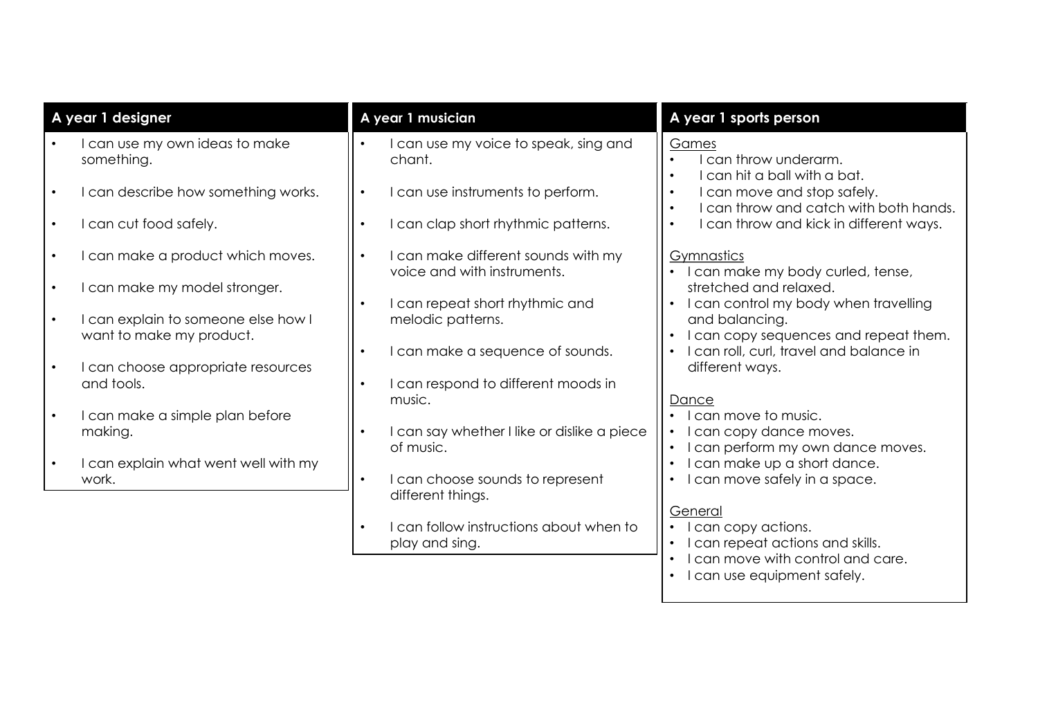## A year 1 designer

- I can use my own ideas to make something.
- I can describe how something works.
- I can cut food safely.
- I can make a product which moves.
- I can make my model stronger.
- I can explain to someone else how I want to make my product.
- I can choose appropriate resources and tools.
- I can make a simple plan before making.
- I can explain what went well with my work.

## A year 1 musician

- I can use my voice to speak, sing and chant.
- I can use instruments to perform.
- I can clap short rhythmic patterns.
- I can make different sounds with my voice and with instruments.
- I can repeat short rhythmic and melodic patterns.
- I can make a sequence of sounds.
- I can respond to different moods in music.
- I can say whether I like or dislike a piece of music.
- I can choose sounds to represent different things.
- I can follow instructions about when to play and sing.

## A year 1 sports person

Games

- I can throw underarm.
- I can hit a ball with a bat.
- I can move and stop safely.
- I can throw and catch with both hands.
- I can throw and kick in different ways.

Gymnastics

- I can make my body curled, tense, stretched and relaxed.
- I can control my body when travelling and balancing.
- I can copy sequences and repeat them.
- I can roll, curl, travel and balance in different ways.

Dance

- I can move to music.
- I can copy dance moves.
- I can perform my own dance moves.
- I can make up a short dance.
- I can move safely in a space.

General

- I can copy actions.
- I can repeat actions and skills.
- I can move with control and care.
- I can use equipment safely.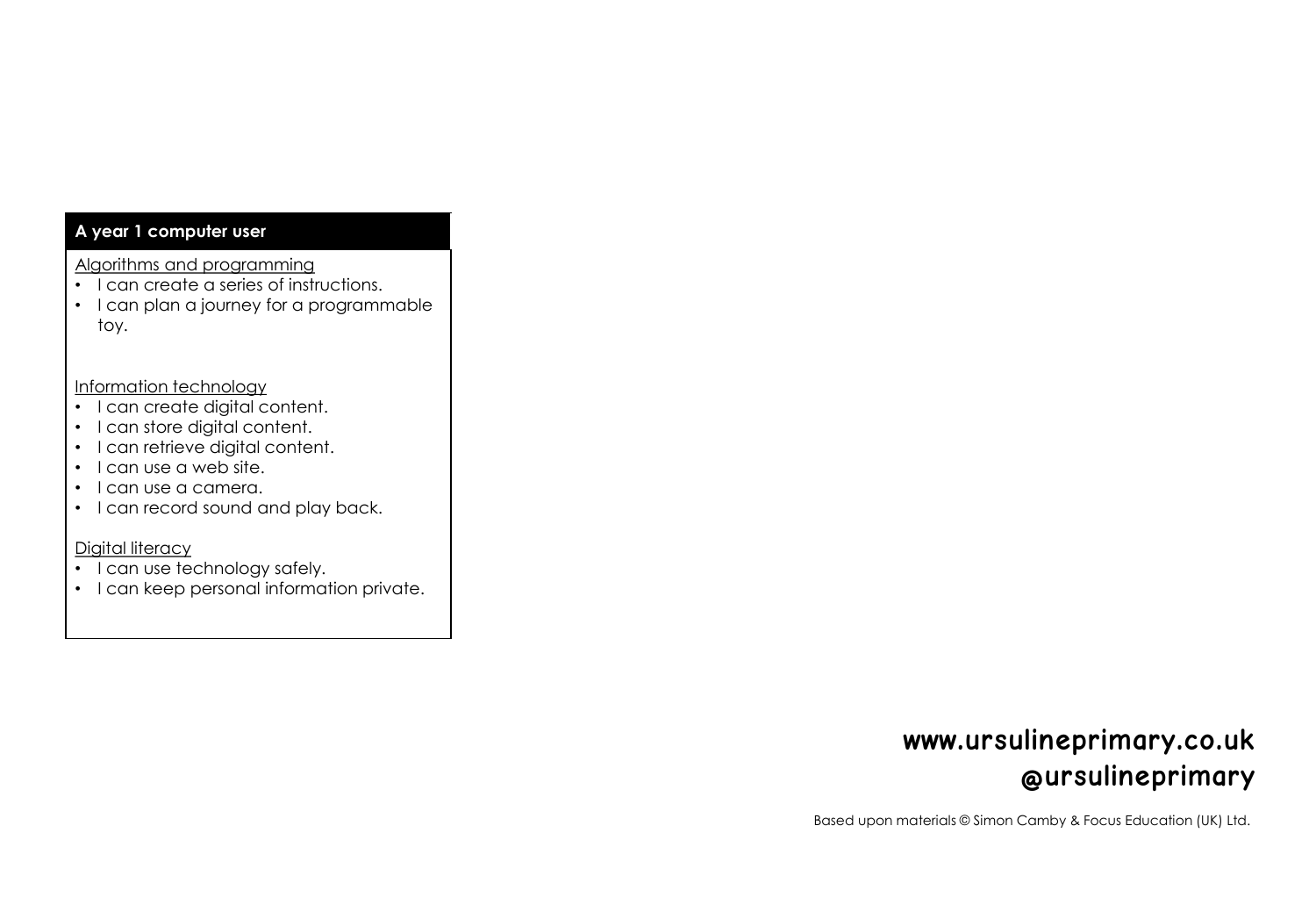## A year 1 computer user

Algorithms and programming

- I can create a series of instructions.
- I can plan a journey for a programmable toy.

Information technology

- I can create digital content.
- I can store digital content.
- I can retrieve digital content.
- I can use a web site.
- I can use a camera.
- I can record sound and play back.

Digital literacy

- I can use technology safely.
- I can keep personal information private.

**www.ursulineprimary.co.uk**
**@ursulineprimary**

Based upon materials © Simon Camby & Focus Education (UK) Ltd.